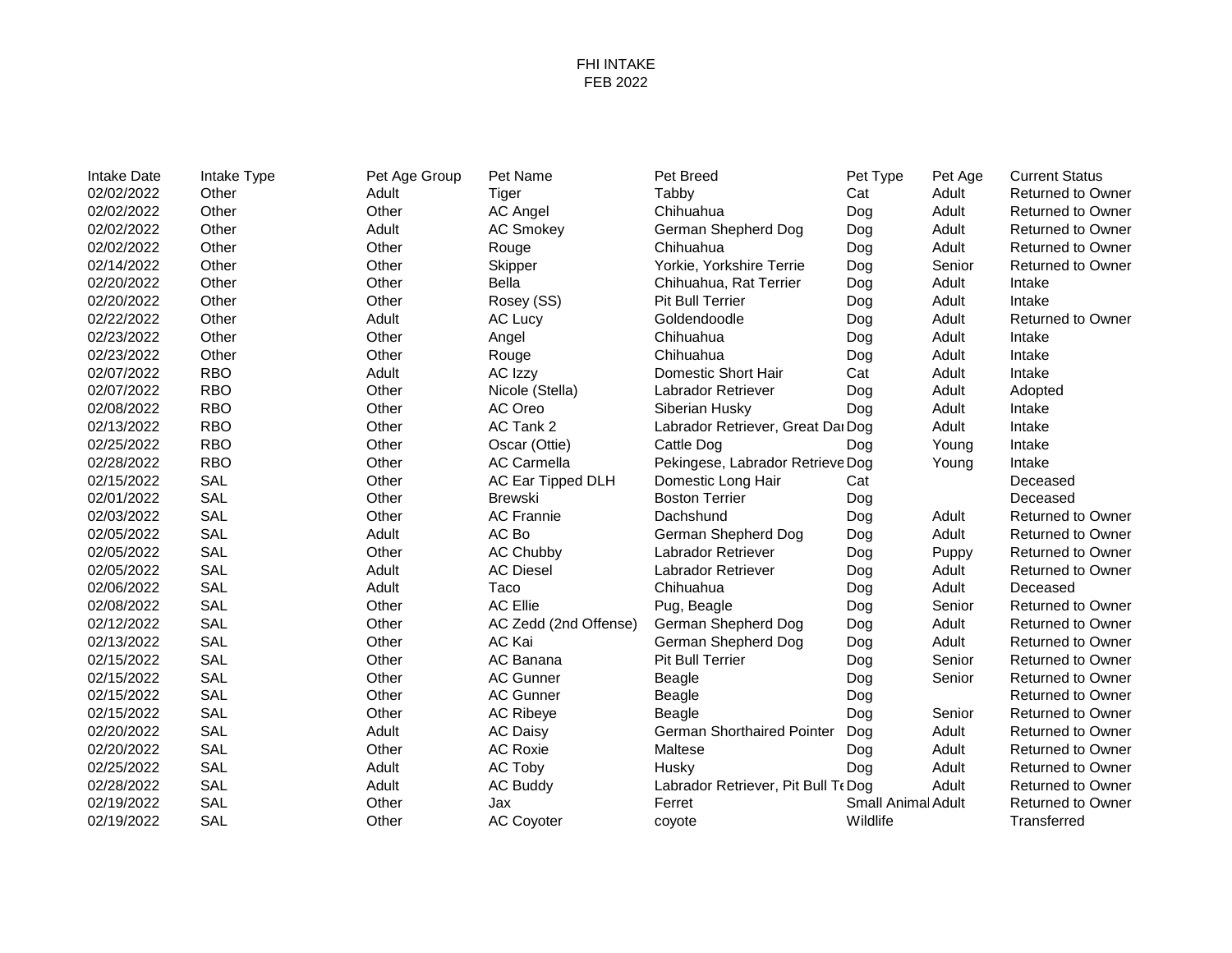# FHI INTAKE
## FEB 2022

| Intake Date | Intake Type | Pet Age Group | Pet Name | Pet Breed | Pet Type | Pet Age | Current Status |
|---|---|---|---|---|---|---|---|
| 02/02/2022 | Other | Adult | Tiger | Tabby | Cat | Adult | Returned to Owner |
| 02/02/2022 | Other | Other | AC Angel | Chihuahua | Dog | Adult | Returned to Owner |
| 02/02/2022 | Other | Adult | AC Smokey | German Shepherd Dog | Dog | Adult | Returned to Owner |
| 02/02/2022 | Other | Other | Rouge | Chihuahua | Dog | Adult | Returned to Owner |
| 02/14/2022 | Other | Other | Skipper | Yorkie, Yorkshire Terrie | Dog | Senior | Returned to Owner |
| 02/20/2022 | Other | Other | Bella | Chihuahua, Rat Terrier | Dog | Adult | Intake |
| 02/20/2022 | Other | Other | Rosey (SS) | Pit Bull Terrier | Dog | Adult | Intake |
| 02/22/2022 | Other | Adult | AC Lucy | Goldendoodle | Dog | Adult | Returned to Owner |
| 02/23/2022 | Other | Other | Angel | Chihuahua | Dog | Adult | Intake |
| 02/23/2022 | Other | Other | Rouge | Chihuahua | Dog | Adult | Intake |
| 02/07/2022 | RBO | Adult | AC Izzy | Domestic Short Hair | Cat | Adult | Intake |
| 02/07/2022 | RBO | Other | Nicole (Stella) | Labrador Retriever | Dog | Adult | Adopted |
| 02/08/2022 | RBO | Other | AC Oreo | Siberian Husky | Dog | Adult | Intake |
| 02/13/2022 | RBO | Other | AC Tank 2 | Labrador Retriever, Great Dai | Dog | Adult | Intake |
| 02/25/2022 | RBO | Other | Oscar (Ottie) | Cattle Dog | Dog | Young | Intake |
| 02/28/2022 | RBO | Other | AC Carmella | Pekingese, Labrador Retrieve | Dog | Young | Intake |
| 02/15/2022 | SAL | Other | AC Ear Tipped DLH | Domestic Long Hair | Cat | | Deceased |
| 02/01/2022 | SAL | Other | Brewski | Boston Terrier | Dog | | Deceased |
| 02/03/2022 | SAL | Other | AC Frannie | Dachshund | Dog | Adult | Returned to Owner |
| 02/05/2022 | SAL | Adult | AC Bo | German Shepherd Dog | Dog | Adult | Returned to Owner |
| 02/05/2022 | SAL | Other | AC Chubby | Labrador Retriever | Dog | Puppy | Returned to Owner |
| 02/05/2022 | SAL | Adult | AC Diesel | Labrador Retriever | Dog | Adult | Returned to Owner |
| 02/06/2022 | SAL | Adult | Taco | Chihuahua | Dog | Adult | Deceased |
| 02/08/2022 | SAL | Other | AC Ellie | Pug, Beagle | Dog | Senior | Returned to Owner |
| 02/12/2022 | SAL | Other | AC Zedd (2nd Offense) | German Shepherd Dog | Dog | Adult | Returned to Owner |
| 02/13/2022 | SAL | Other | AC Kai | German Shepherd Dog | Dog | Adult | Returned to Owner |
| 02/15/2022 | SAL | Other | AC Banana | Pit Bull Terrier | Dog | Senior | Returned to Owner |
| 02/15/2022 | SAL | Other | AC Gunner | Beagle | Dog | Senior | Returned to Owner |
| 02/15/2022 | SAL | Other | AC Gunner | Beagle | Dog | | Returned to Owner |
| 02/15/2022 | SAL | Other | AC Ribeye | Beagle | Dog | Senior | Returned to Owner |
| 02/20/2022 | SAL | Adult | AC Daisy | German Shorthaired Pointer | Dog | Adult | Returned to Owner |
| 02/20/2022 | SAL | Other | AC Roxie | Maltese | Dog | Adult | Returned to Owner |
| 02/25/2022 | SAL | Adult | AC Toby | Husky | Dog | Adult | Returned to Owner |
| 02/28/2022 | SAL | Adult | AC Buddy | Labrador Retriever, Pit Bull Te | Dog | Adult | Returned to Owner |
| 02/19/2022 | SAL | Other | Jax | Ferret | Small Animal | Adult | Returned to Owner |
| 02/19/2022 | SAL | Other | AC Coyoter | coyote | Wildlife | | Transferred |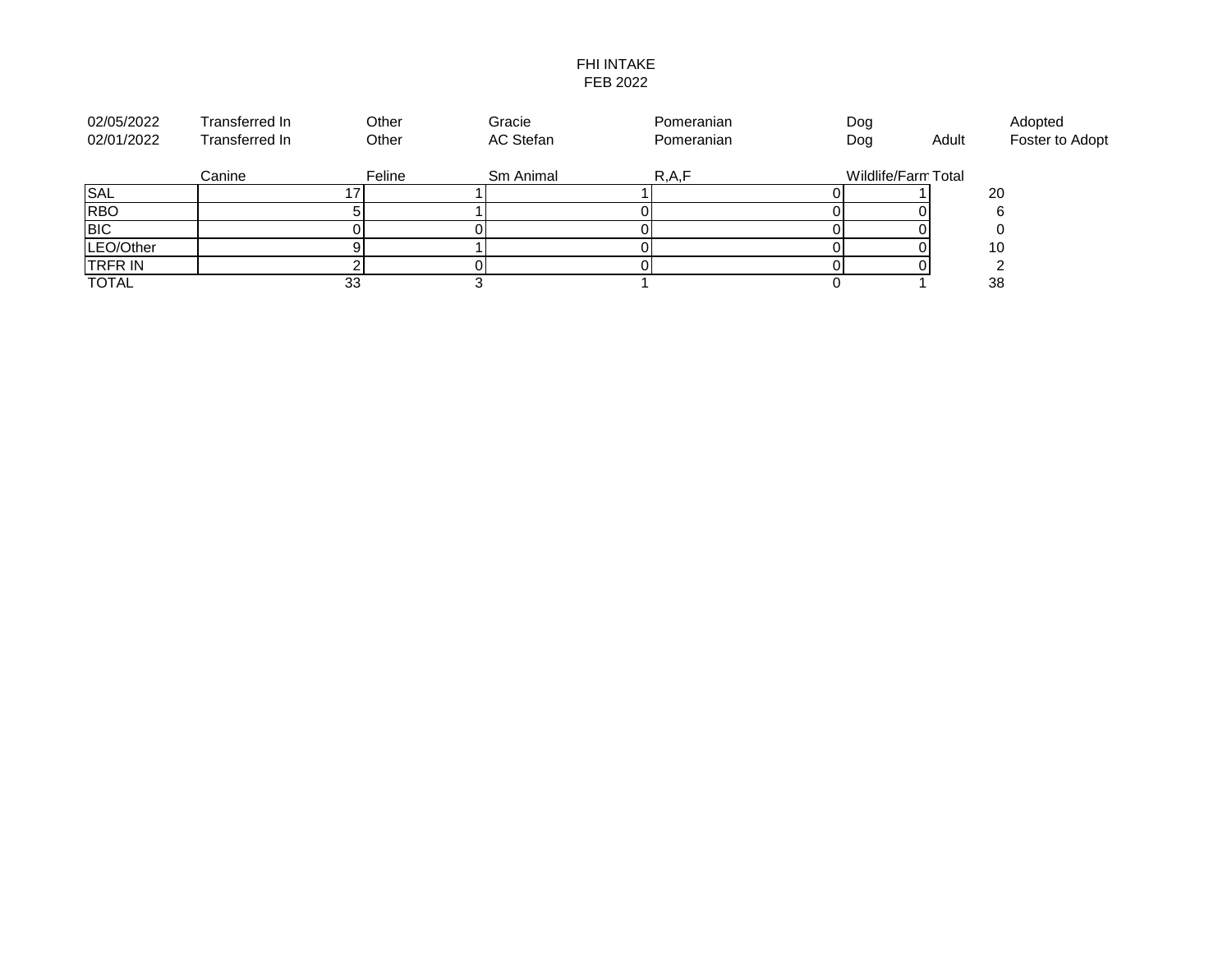FHI INTAKE
FEB 2022

| | | | | | | | |
|---|---|---|---|---|---|---|---|
| 02/05/2022 | Transferred In | Other | Gracie | Pomeranian | Dog | | Adopted |
| 02/01/2022 | Transferred In | Other | AC Stefan | Pomeranian | Dog | Adult | Foster to Adopt |

| | Canine | Feline | Sm Animal | R,A,F | Wildlife/Farm | Total |
|---|---|---|---|---|---|---|
| SAL | 17 | 1 | 1 | 0 | 1 | 20 |
| RBO | 5 | 1 | 0 | 0 | 0 | 6 |
| BIC | 0 | 0 | 0 | 0 | 0 | 0 |
| LEO/Other | 9 | 1 | 0 | 0 | 0 | 10 |
| TRFR IN | 2 | 0 | 0 | 0 | 0 | 2 |
| TOTAL | 33 | 3 | 1 | 0 | 1 | 38 |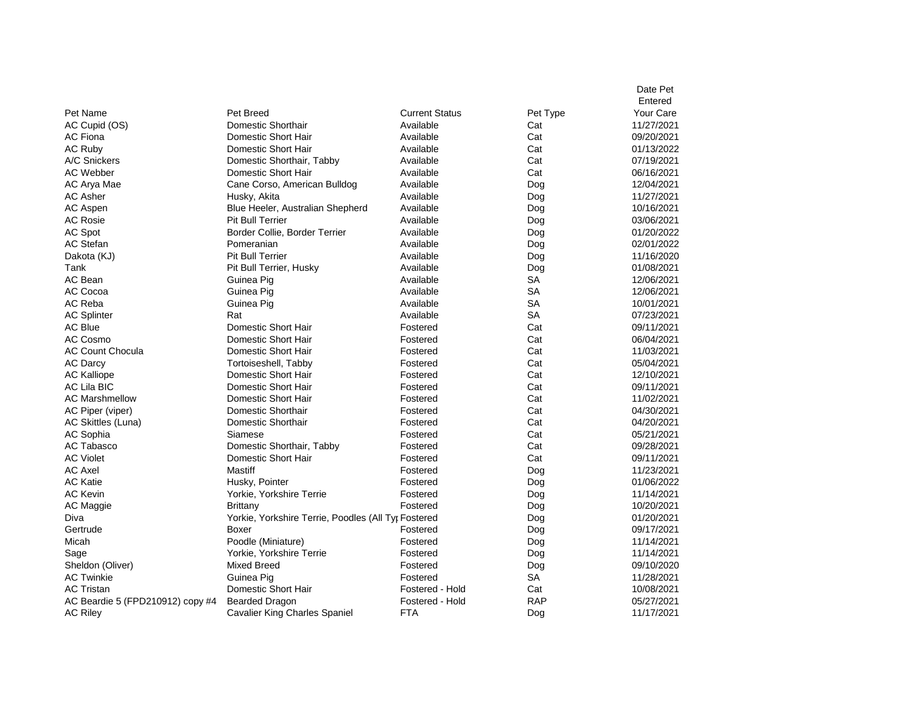| Pet Name | Pet Breed | Current Status | Pet Type | Date Pet Entered Your Care |
|---|---|---|---|---|
| AC Cupid (OS) | Domestic Shorthair | Available | Cat | 11/27/2021 |
| AC Fiona | Domestic Short Hair | Available | Cat | 09/20/2021 |
| AC Ruby | Domestic Short Hair | Available | Cat | 01/13/2022 |
| A/C Snickers | Domestic Shorthair, Tabby | Available | Cat | 07/19/2021 |
| AC Webber | Domestic Short Hair | Available | Cat | 06/16/2021 |
| AC Arya Mae | Cane Corso, American Bulldog | Available | Dog | 12/04/2021 |
| AC Asher | Husky, Akita | Available | Dog | 11/27/2021 |
| AC Aspen | Blue Heeler, Australian Shepherd | Available | Dog | 10/16/2021 |
| AC Rosie | Pit Bull Terrier | Available | Dog | 03/06/2021 |
| AC Spot | Border Collie, Border Terrier | Available | Dog | 01/20/2022 |
| AC Stefan | Pomeranian | Available | Dog | 02/01/2022 |
| Dakota (KJ) | Pit Bull Terrier | Available | Dog | 11/16/2020 |
| Tank | Pit Bull Terrier, Husky | Available | Dog | 01/08/2021 |
| AC Bean | Guinea Pig | Available | SA | 12/06/2021 |
| AC Cocoa | Guinea Pig | Available | SA | 12/06/2021 |
| AC Reba | Guinea Pig | Available | SA | 10/01/2021 |
| AC Splinter | Rat | Available | SA | 07/23/2021 |
| AC Blue | Domestic Short Hair | Fostered | Cat | 09/11/2021 |
| AC Cosmo | Domestic Short Hair | Fostered | Cat | 06/04/2021 |
| AC Count Chocula | Domestic Short Hair | Fostered | Cat | 11/03/2021 |
| AC Darcy | Tortoiseshell, Tabby | Fostered | Cat | 05/04/2021 |
| AC Kalliope | Domestic Short Hair | Fostered | Cat | 12/10/2021 |
| AC Lila BIC | Domestic Short Hair | Fostered | Cat | 09/11/2021 |
| AC Marshmellow | Domestic Short Hair | Fostered | Cat | 11/02/2021 |
| AC Piper (viper) | Domestic Shorthair | Fostered | Cat | 04/30/2021 |
| AC Skittles (Luna) | Domestic Shorthair | Fostered | Cat | 04/20/2021 |
| AC Sophia | Siamese | Fostered | Cat | 05/21/2021 |
| AC Tabasco | Domestic Shorthair, Tabby | Fostered | Cat | 09/28/2021 |
| AC Violet | Domestic Short Hair | Fostered | Cat | 09/11/2021 |
| AC Axel | Mastiff | Fostered | Dog | 11/23/2021 |
| AC Katie | Husky, Pointer | Fostered | Dog | 01/06/2022 |
| AC Kevin | Yorkie, Yorkshire Terrie | Fostered | Dog | 11/14/2021 |
| AC Maggie | Brittany | Fostered | Dog | 10/20/2021 |
| Diva | Yorkie, Yorkshire Terrie, Poodles (All Typ | Fostered | Dog | 01/20/2021 |
| Gertrude | Boxer | Fostered | Dog | 09/17/2021 |
| Micah | Poodle (Miniature) | Fostered | Dog | 11/14/2021 |
| Sage | Yorkie, Yorkshire Terrie | Fostered | Dog | 11/14/2021 |
| Sheldon (Oliver) | Mixed Breed | Fostered | Dog | 09/10/2020 |
| AC Twinkie | Guinea Pig | Fostered | SA | 11/28/2021 |
| AC Tristan | Domestic Short Hair | Fostered - Hold | Cat | 10/08/2021 |
| AC Beardie 5 (FPD210912) copy #4 | Bearded Dragon | Fostered - Hold | RAP | 05/27/2021 |
| AC Riley | Cavalier King Charles Spaniel | FTA | Dog | 11/17/2021 |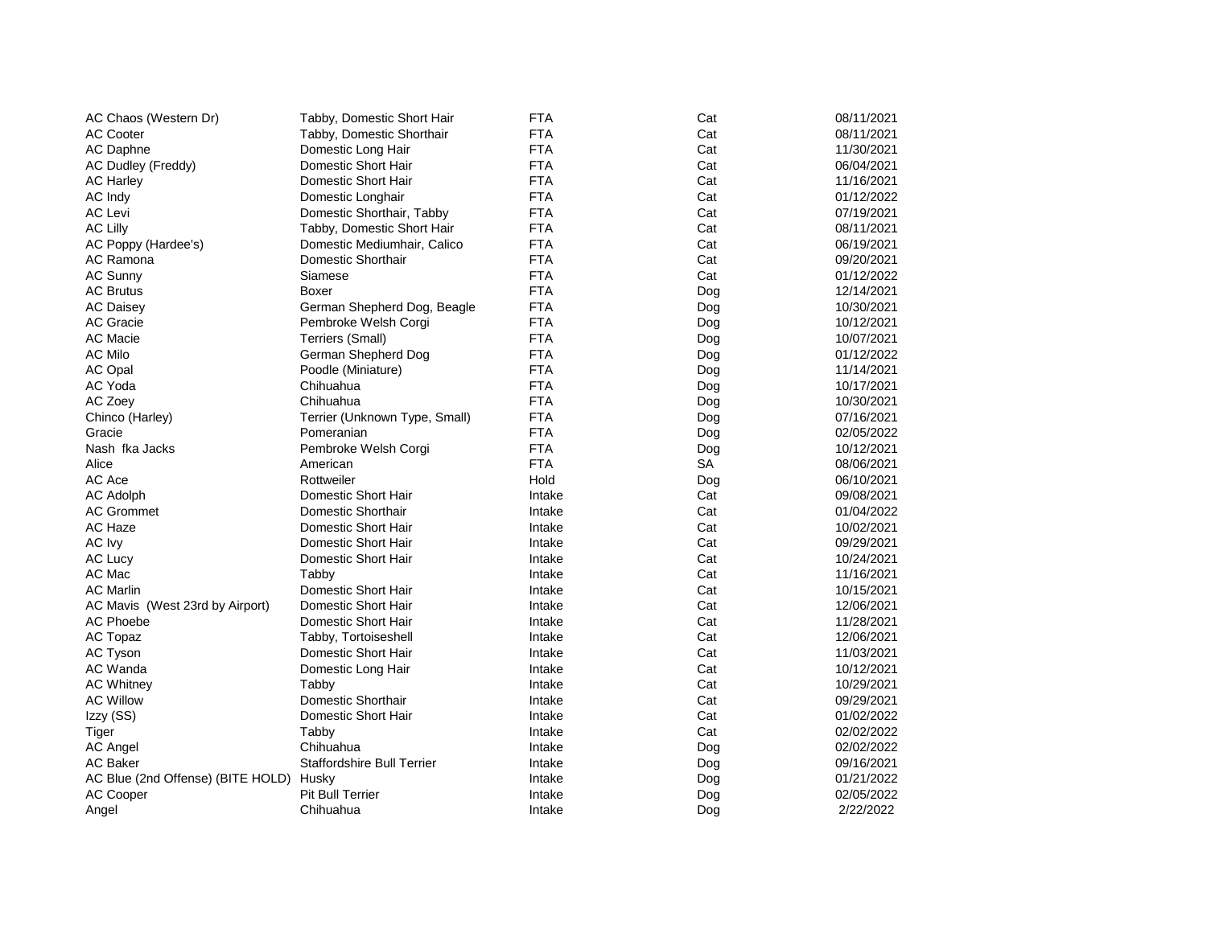| | | | | |
|---|---|---|---|---|
| AC Chaos (Western Dr) | Tabby, Domestic Short Hair | FTA | Cat | 08/11/2021 |
| AC Cooter | Tabby, Domestic Shorthair | FTA | Cat | 08/11/2021 |
| AC Daphne | Domestic Long Hair | FTA | Cat | 11/30/2021 |
| AC Dudley (Freddy) | Domestic Short Hair | FTA | Cat | 06/04/2021 |
| AC Harley | Domestic Short Hair | FTA | Cat | 11/16/2021 |
| AC Indy | Domestic Longhair | FTA | Cat | 01/12/2022 |
| AC Levi | Domestic Shorthair, Tabby | FTA | Cat | 07/19/2021 |
| AC Lilly | Tabby, Domestic Short Hair | FTA | Cat | 08/11/2021 |
| AC Poppy (Hardee's) | Domestic Mediumhair, Calico | FTA | Cat | 06/19/2021 |
| AC Ramona | Domestic Shorthair | FTA | Cat | 09/20/2021 |
| AC Sunny | Siamese | FTA | Cat | 01/12/2022 |
| AC Brutus | Boxer | FTA | Dog | 12/14/2021 |
| AC Daisey | German Shepherd Dog, Beagle | FTA | Dog | 10/30/2021 |
| AC Gracie | Pembroke Welsh Corgi | FTA | Dog | 10/12/2021 |
| AC Macie | Terriers (Small) | FTA | Dog | 10/07/2021 |
| AC Milo | German Shepherd Dog | FTA | Dog | 01/12/2022 |
| AC Opal | Poodle (Miniature) | FTA | Dog | 11/14/2021 |
| AC Yoda | Chihuahua | FTA | Dog | 10/17/2021 |
| AC Zoey | Chihuahua | FTA | Dog | 10/30/2021 |
| Chinco (Harley) | Terrier (Unknown Type, Small) | FTA | Dog | 07/16/2021 |
| Gracie | Pomeranian | FTA | Dog | 02/05/2022 |
| Nash fka Jacks | Pembroke Welsh Corgi | FTA | Dog | 10/12/2021 |
| Alice | American | FTA | SA | 08/06/2021 |
| AC Ace | Rottweiler | Hold | Dog | 06/10/2021 |
| AC Adolph | Domestic Short Hair | Intake | Cat | 09/08/2021 |
| AC Grommet | Domestic Shorthair | Intake | Cat | 01/04/2022 |
| AC Haze | Domestic Short Hair | Intake | Cat | 10/02/2021 |
| AC Ivy | Domestic Short Hair | Intake | Cat | 09/29/2021 |
| AC Lucy | Domestic Short Hair | Intake | Cat | 10/24/2021 |
| AC Mac | Tabby | Intake | Cat | 11/16/2021 |
| AC Marlin | Domestic Short Hair | Intake | Cat | 10/15/2021 |
| AC Mavis (West 23rd by Airport) | Domestic Short Hair | Intake | Cat | 12/06/2021 |
| AC Phoebe | Domestic Short Hair | Intake | Cat | 11/28/2021 |
| AC Topaz | Tabby, Tortoiseshell | Intake | Cat | 12/06/2021 |
| AC Tyson | Domestic Short Hair | Intake | Cat | 11/03/2021 |
| AC Wanda | Domestic Long Hair | Intake | Cat | 10/12/2021 |
| AC Whitney | Tabby | Intake | Cat | 10/29/2021 |
| AC Willow | Domestic Shorthair | Intake | Cat | 09/29/2021 |
| Izzy (SS) | Domestic Short Hair | Intake | Cat | 01/02/2022 |
| Tiger | Tabby | Intake | Cat | 02/02/2022 |
| AC Angel | Chihuahua | Intake | Dog | 02/02/2022 |
| AC Baker | Staffordshire Bull Terrier | Intake | Dog | 09/16/2021 |
| AC Blue (2nd Offense) (BITE HOLD) | Husky | Intake | Dog | 01/21/2022 |
| AC Cooper | Pit Bull Terrier | Intake | Dog | 02/05/2022 |
| Angel | Chihuahua | Intake | Dog | 2/22/2022 |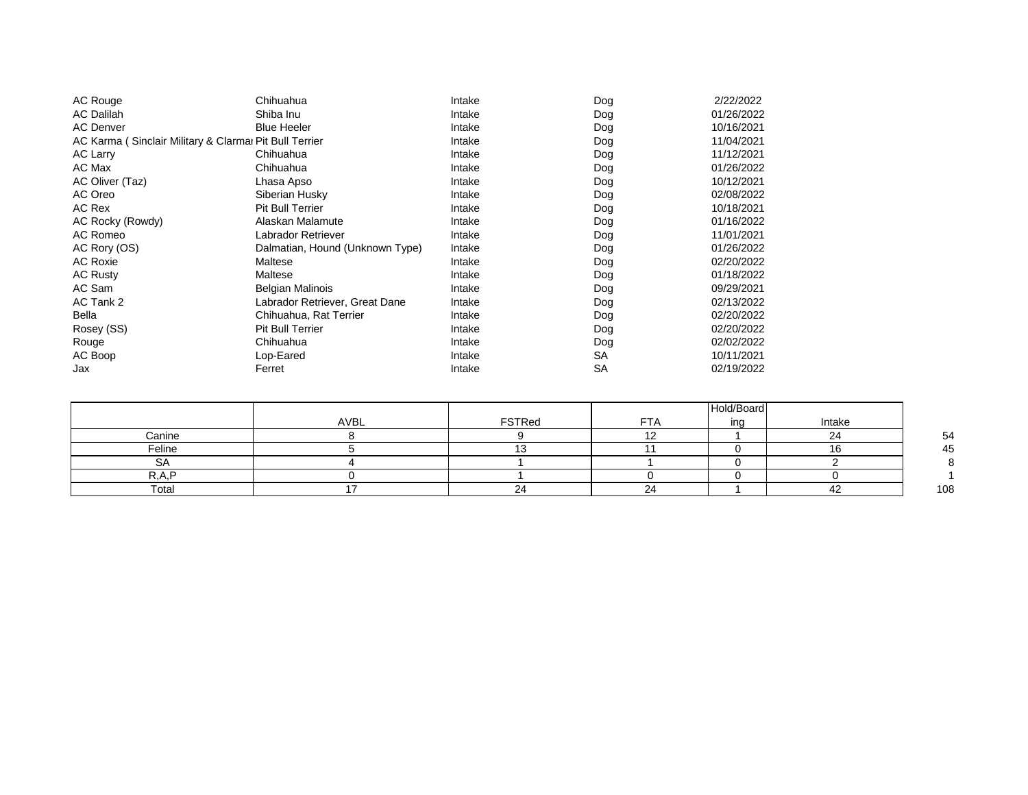| | | | | |
|---|---|---|---|---|
| AC Rouge | Chihuahua | Intake | Dog | 2/22/2022 |
| AC Dalilah | Shiba Inu | Intake | Dog | 01/26/2022 |
| AC Denver | Blue Heeler | Intake | Dog | 10/16/2021 |
| AC Karma ( Sinclair Military & Clarmar | Pit Bull Terrier | Intake | Dog | 11/04/2021 |
| AC Larry | Chihuahua | Intake | Dog | 11/12/2021 |
| AC Max | Chihuahua | Intake | Dog | 01/26/2022 |
| AC Oliver (Taz) | Lhasa Apso | Intake | Dog | 10/12/2021 |
| AC Oreo | Siberian Husky | Intake | Dog | 02/08/2022 |
| AC Rex | Pit Bull Terrier | Intake | Dog | 10/18/2021 |
| AC Rocky (Rowdy) | Alaskan Malamute | Intake | Dog | 01/16/2022 |
| AC Romeo | Labrador Retriever | Intake | Dog | 11/01/2021 |
| AC Rory (OS) | Dalmatian, Hound (Unknown Type) | Intake | Dog | 01/26/2022 |
| AC Roxie | Maltese | Intake | Dog | 02/20/2022 |
| AC Rusty | Maltese | Intake | Dog | 01/18/2022 |
| AC Sam | Belgian Malinois | Intake | Dog | 09/29/2021 |
| AC Tank 2 | Labrador Retriever, Great Dane | Intake | Dog | 02/13/2022 |
| Bella | Chihuahua, Rat Terrier | Intake | Dog | 02/20/2022 |
| Rosey (SS) | Pit Bull Terrier | Intake | Dog | 02/20/2022 |
| Rouge | Chihuahua | Intake | Dog | 02/02/2022 |
| AC Boop | Lop-Eared | Intake | SA | 10/11/2021 |
| Jax | Ferret | Intake | SA | 02/19/2022 |

| | AVBL | FSTRed | FTA | Hold/Boarding | Intake | |
|---|---|---|---|---|---|---|
| Canine | 8 | 9 | 12 | 1 | 24 | 54 |
| Feline | 5 | 13 | 11 | 0 | 16 | 45 |
| SA | 4 | 1 | 1 | 0 | 2 | 8 |
| R,A,P | 0 | 1 | 0 | 0 | 0 | 1 |
| Total | 17 | 24 | 24 | 1 | 42 | 108 |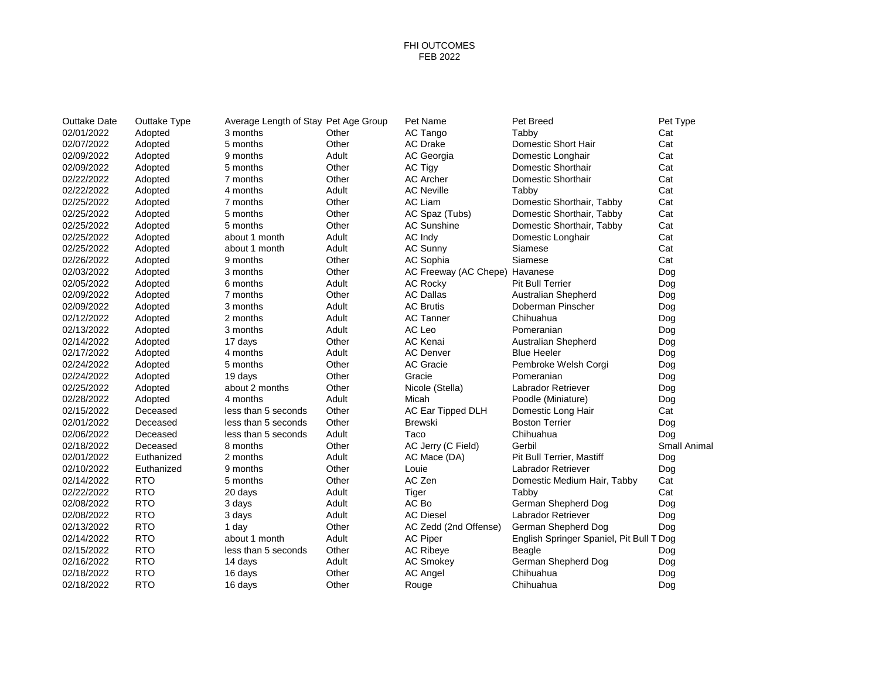FHI OUTCOMES
FEB 2022

| Outtake Date | Outtake Type | Average Length of Stay | Pet Age Group | Pet Name | Pet Breed | Pet Type |
|---|---|---|---|---|---|---|
| 02/01/2022 | Adopted | 3 months | Other | AC Tango | Tabby | Cat |
| 02/07/2022 | Adopted | 5 months | Other | AC Drake | Domestic Short Hair | Cat |
| 02/09/2022 | Adopted | 9 months | Adult | AC Georgia | Domestic Longhair | Cat |
| 02/09/2022 | Adopted | 5 months | Other | AC Tigy | Domestic Shorthair | Cat |
| 02/22/2022 | Adopted | 7 months | Other | AC Archer | Domestic Shorthair | Cat |
| 02/22/2022 | Adopted | 4 months | Adult | AC Neville | Tabby | Cat |
| 02/25/2022 | Adopted | 7 months | Other | AC Liam | Domestic Shorthair, Tabby | Cat |
| 02/25/2022 | Adopted | 5 months | Other | AC Spaz (Tubs) | Domestic Shorthair, Tabby | Cat |
| 02/25/2022 | Adopted | 5 months | Other | AC Sunshine | Domestic Shorthair, Tabby | Cat |
| 02/25/2022 | Adopted | about 1 month | Adult | AC Indy | Domestic Longhair | Cat |
| 02/25/2022 | Adopted | about 1 month | Adult | AC Sunny | Siamese | Cat |
| 02/26/2022 | Adopted | 9 months | Other | AC Sophia | Siamese | Cat |
| 02/03/2022 | Adopted | 3 months | Other | AC Freeway (AC Chepe) | Havanese | Dog |
| 02/05/2022 | Adopted | 6 months | Adult | AC Rocky | Pit Bull Terrier | Dog |
| 02/09/2022 | Adopted | 7 months | Other | AC Dallas | Australian Shepherd | Dog |
| 02/09/2022 | Adopted | 3 months | Adult | AC Brutis | Doberman Pinscher | Dog |
| 02/12/2022 | Adopted | 2 months | Adult | AC Tanner | Chihuahua | Dog |
| 02/13/2022 | Adopted | 3 months | Adult | AC Leo | Pomeranian | Dog |
| 02/14/2022 | Adopted | 17 days | Other | AC Kenai | Australian Shepherd | Dog |
| 02/17/2022 | Adopted | 4 months | Adult | AC Denver | Blue Heeler | Dog |
| 02/24/2022 | Adopted | 5 months | Other | AC Gracie | Pembroke Welsh Corgi | Dog |
| 02/24/2022 | Adopted | 19 days | Other | Gracie | Pomeranian | Dog |
| 02/25/2022 | Adopted | about 2 months | Other | Nicole (Stella) | Labrador Retriever | Dog |
| 02/28/2022 | Adopted | 4 months | Adult | Micah | Poodle (Miniature) | Dog |
| 02/15/2022 | Deceased | less than 5 seconds | Other | AC Ear Tipped DLH | Domestic Long Hair | Cat |
| 02/01/2022 | Deceased | less than 5 seconds | Other | Brewski | Boston Terrier | Dog |
| 02/06/2022 | Deceased | less than 5 seconds | Adult | Taco | Chihuahua | Dog |
| 02/18/2022 | Deceased | 8 months | Other | AC Jerry (C Field) | Gerbil | Small Animal |
| 02/01/2022 | Euthanized | 2 months | Adult | AC Mace (DA) | Pit Bull Terrier, Mastiff | Dog |
| 02/10/2022 | Euthanized | 9 months | Other | Louie | Labrador Retriever | Dog |
| 02/14/2022 | RTO | 5 months | Other | AC Zen | Domestic Medium Hair, Tabby | Cat |
| 02/22/2022 | RTO | 20 days | Adult | Tiger | Tabby | Cat |
| 02/08/2022 | RTO | 3 days | Adult | AC Bo | German Shepherd Dog | Dog |
| 02/08/2022 | RTO | 3 days | Adult | AC Diesel | Labrador Retriever | Dog |
| 02/13/2022 | RTO | 1 day | Other | AC Zedd (2nd Offense) | German Shepherd Dog | Dog |
| 02/14/2022 | RTO | about 1 month | Adult | AC Piper | English Springer Spaniel, Pit Bull T | Dog |
| 02/15/2022 | RTO | less than 5 seconds | Other | AC Ribeye | Beagle | Dog |
| 02/16/2022 | RTO | 14 days | Adult | AC Smokey | German Shepherd Dog | Dog |
| 02/18/2022 | RTO | 16 days | Other | AC Angel | Chihuahua | Dog |
| 02/18/2022 | RTO | 16 days | Other | Rouge | Chihuahua | Dog |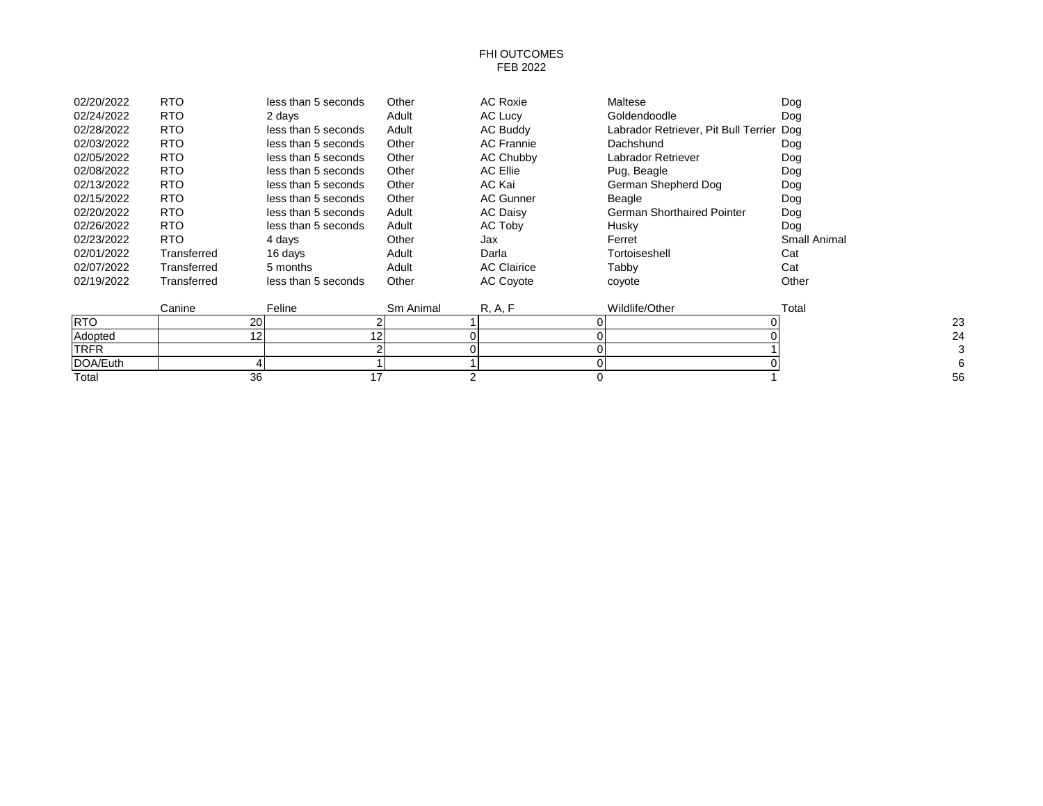FHI OUTCOMES
FEB 2022

| | | | | | | |
|---|---|---|---|---|---|---|
| 02/20/2022 | RTO | less than 5 seconds | Other | AC Roxie | Maltese | Dog |
| 02/24/2022 | RTO | 2 days | Adult | AC Lucy | Goldendoodle | Dog |
| 02/28/2022 | RTO | less than 5 seconds | Adult | AC Buddy | Labrador Retriever, Pit Bull Terrier | Dog |
| 02/03/2022 | RTO | less than 5 seconds | Other | AC Frannie | Dachshund | Dog |
| 02/05/2022 | RTO | less than 5 seconds | Other | AC Chubby | Labrador Retriever | Dog |
| 02/08/2022 | RTO | less than 5 seconds | Other | AC Ellie | Pug, Beagle | Dog |
| 02/13/2022 | RTO | less than 5 seconds | Other | AC Kai | German Shepherd Dog | Dog |
| 02/15/2022 | RTO | less than 5 seconds | Other | AC Gunner | Beagle | Dog |
| 02/20/2022 | RTO | less than 5 seconds | Adult | AC Daisy | German Shorthaired Pointer | Dog |
| 02/26/2022 | RTO | less than 5 seconds | Adult | AC Toby | Husky | Dog |
| 02/23/2022 | RTO | 4 days | Other | Jax | Ferret | Small Animal |
| 02/01/2022 | Transferred | 16 days | Adult | Darla | Tortoiseshell | Cat |
| 02/07/2022 | Transferred | 5 months | Adult | AC Clairice | Tabby | Cat |
| 02/19/2022 | Transferred | less than 5 seconds | Other | AC Coyote | coyote | Other |

| | Canine | Feline | Sm Animal | R, A, F | Wildlife/Other | Total |
|---|---|---|---|---|---|---|
| RTO | 20 | 2 | 1 | 0 | 0 | 23 |
| Adopted | 12 | 12 | 0 | 0 | 0 | 24 |
| TRFR | | 2 | 0 | 0 | 1 | 3 |
| DOA/Euth | 4 | 1 | 1 | 0 | 0 | 6 |
| Total | 36 | 17 | 2 | 0 | 1 | 56 |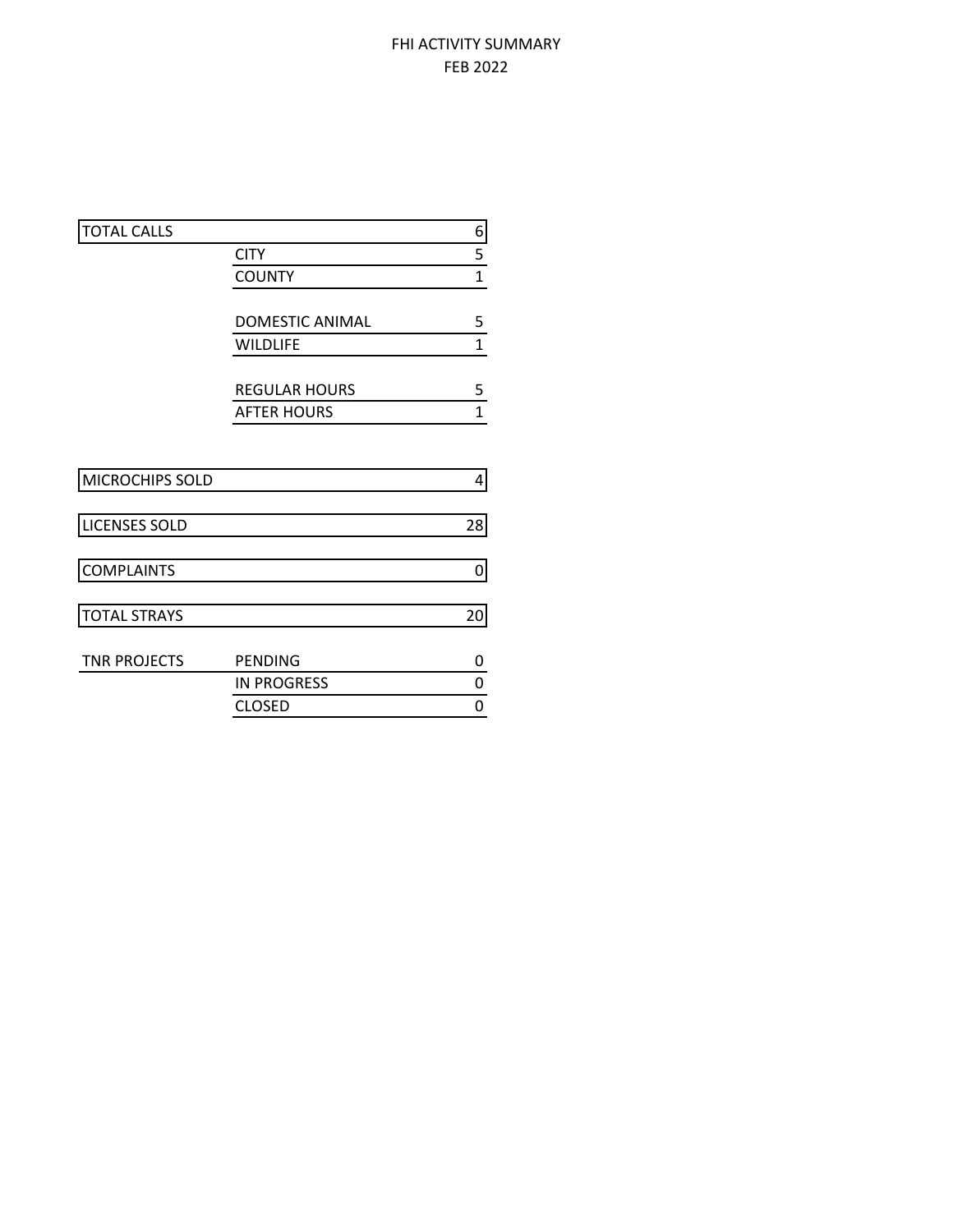# FHI ACTIVITY SUMMARY
## FEB 2022

| | | |
|---|---|---|
| TOTAL CALLS | | 6 |
| | CITY | 5 |
| | COUNTY | 1 |
| | | |
| | DOMESTIC ANIMAL | 5 |
| | WILDLIFE | 1 |
| | | |
| | REGULAR HOURS | 5 |
| | AFTER HOURS | 1 |
| | | |
| MICROCHIPS SOLD | | 4 |
| | | |
| LICENSES SOLD | | 28 |
| | | |
| COMPLAINTS | | 0 |
| | | |
| TOTAL STRAYS | | 20 |
| | | |
| TNR PROJECTS | PENDING | 0 |
| | IN PROGRESS | 0 |
| | CLOSED | 0 |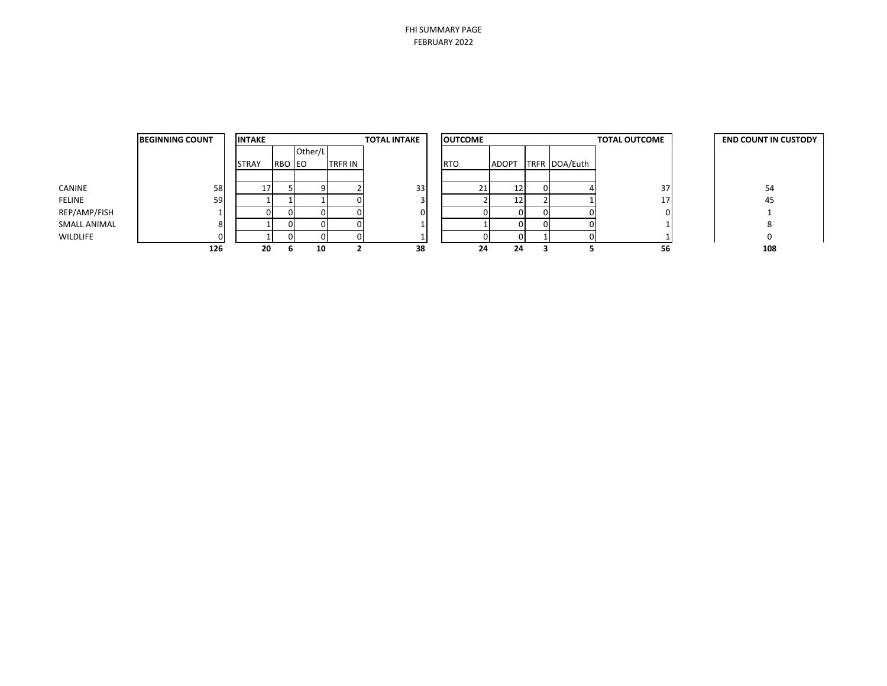FHI SUMMARY PAGE
FEBRUARY 2022

| | BEGINNING COUNT | INTAKE | | | | TOTAL INTAKE | OUTCOME | | | | TOTAL OUTCOME | END COUNT IN CUSTODY |
|---|---|---|---|---|---|---|---|---|---|---|---|---|
| | | STRAY | RBO | Other/LEO | TRFR IN | | RTO | ADOPT | TRFR | DOA/Euth | | |
| CANINE | 58 | 17 | 5 | 9 | 2 | 33 | 21 | 12 | 0 | 4 | 37 | 54 |
| FELINE | 59 | 1 | 1 | 1 | 0 | 3 | 2 | 12 | 2 | 1 | 17 | 45 |
| REP/AMP/FISH | 1 | 0 | 0 | 0 | 0 | 0 | 0 | 0 | 0 | 0 | 0 | 1 |
| SMALL ANIMAL | 8 | 1 | 0 | 0 | 0 | 1 | 1 | 0 | 0 | 0 | 1 | 8 |
| WILDLIFE | 0 | 1 | 0 | 0 | 0 | 1 | 0 | 0 | 1 | 0 | 1 | 0 |
| | **126** | **20** | **6** | **10** | **2** | **38** | **24** | **24** | **3** | **5** | **56** | **108** |